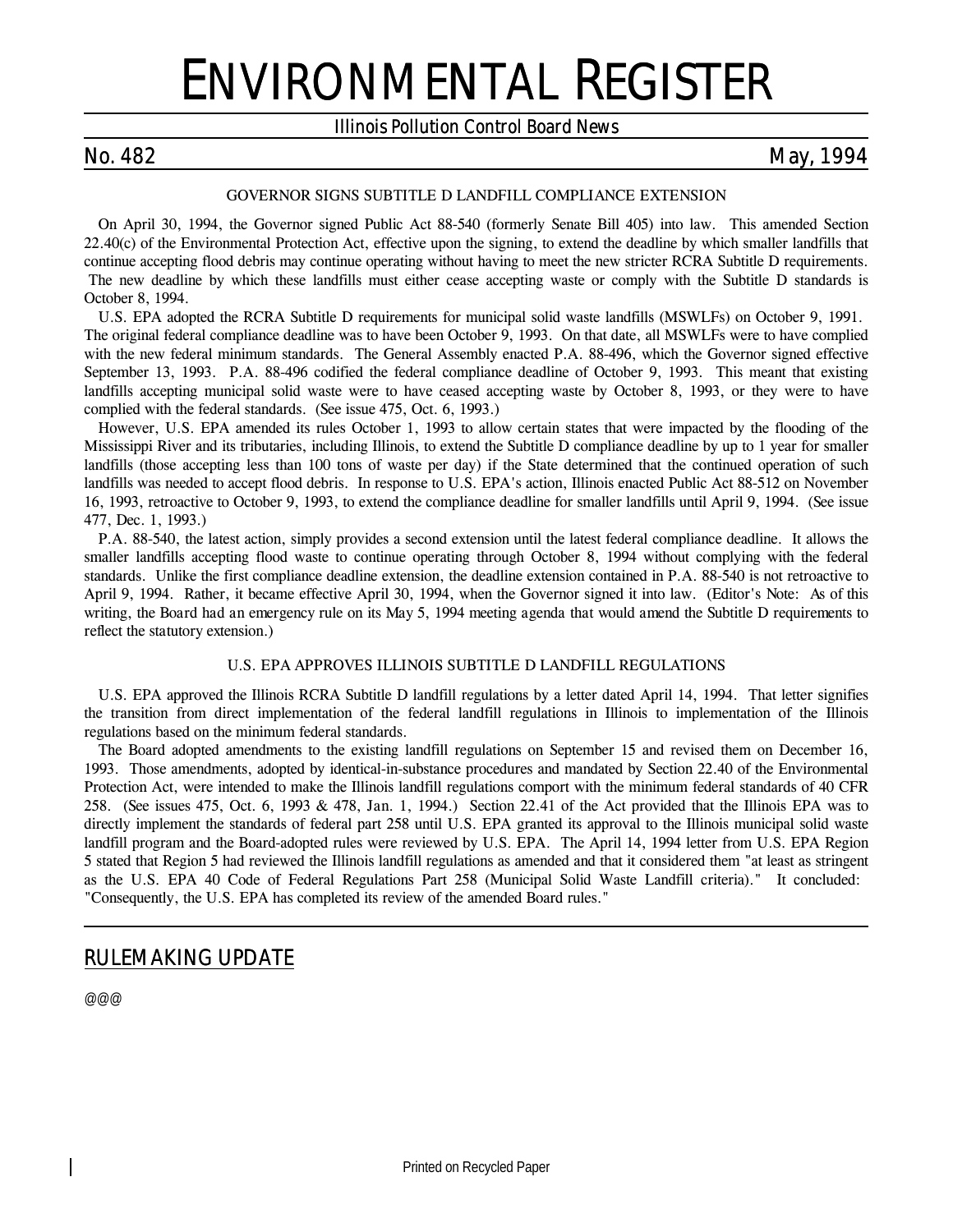# ENVIRONMENTAL REGISTER

Illinois Pollution Control Board News

No. 482 May, 1994

## GOVERNOR SIGNS SUBTITLE D LANDFILL COMPLIANCE EXTENSION

On April 30, 1994, the Governor signed Public Act 88-540 (formerly Senate Bill 405) into law. This amended Section 22.40(c) of the Environmental Protection Act, effective upon the signing, to extend the deadline by which smaller landfills that continue accepting flood debris may continue operating without having to meet the new stricter RCRA Subtitle D requirements. The new deadline by which these landfills must either cease accepting waste or comply with the Subtitle D standards is October 8, 1994.

U.S. EPA adopted the RCRA Subtitle D requirements for municipal solid waste landfills (MSWLFs) on October 9, 1991. The original federal compliance deadline was to have been October 9, 1993. On that date, all MSWLFs were to have complied with the new federal minimum standards. The General Assembly enacted P.A. 88-496, which the Governor signed effective September 13, 1993. P.A. 88-496 codified the federal compliance deadline of October 9, 1993. This meant that existing landfills accepting municipal solid waste were to have ceased accepting waste by October 8, 1993, or they were to have complied with the federal standards. (See issue 475, Oct. 6, 1993.)

However, U.S. EPA amended its rules October 1, 1993 to allow certain states that were impacted by the flooding of the Mississippi River and its tributaries, including Illinois, to extend the Subtitle D compliance deadline by up to 1 year for smaller landfills (those accepting less than 100 tons of waste per day) if the State determined that the continued operation of such landfills was needed to accept flood debris. In response to U.S. EPA's action, Illinois enacted Public Act 88-512 on November 16, 1993, retroactive to October 9, 1993, to extend the compliance deadline for smaller landfills until April 9, 1994. (See issue 477, Dec. 1, 1993.)

P.A. 88-540, the latest action, simply provides a second extension until the latest federal compliance deadline. It allows the smaller landfills accepting flood waste to continue operating through October 8, 1994 without complying with the federal standards. Unlike the first compliance deadline extension, the deadline extension contained in P.A. 88-540 is not retroactive to April 9, 1994. Rather, it became effective April 30, 1994, when the Governor signed it into law. (Editor's Note: As of this writing, the Board had an emergency rule on its May 5, 1994 meeting agenda that would amend the Subtitle D requirements to reflect the statutory extension.)

## U.S. EPA APPROVES ILLINOIS SUBTITLE D LANDFILL REGULATIONS

U.S. EPA approved the Illinois RCRA Subtitle D landfill regulations by a letter dated April 14, 1994. That letter signifies the transition from direct implementation of the federal landfill regulations in Illinois to implementation of the Illinois regulations based on the minimum federal standards.

The Board adopted amendments to the existing landfill regulations on September 15 and revised them on December 16, 1993. Those amendments, adopted by identical-in-substance procedures and mandated by Section 22.40 of the Environmental Protection Act, were intended to make the Illinois landfill regulations comport with the minimum federal standards of 40 CFR 258. (See issues 475, Oct. 6, 1993 & 478, Jan. 1, 1994.) Section 22.41 of the Act provided that the Illinois EPA was to directly implement the standards of federal part 258 until U.S. EPA granted its approval to the Illinois municipal solid waste landfill program and the Board-adopted rules were reviewed by U.S. EPA. The April 14, 1994 letter from U.S. EPA Region 5 stated that Region 5 had reviewed the Illinois landfill regulations as amended and that it considered them "at least as stringent as the U.S. EPA 40 Code of Federal Regulations Part 258 (Municipal Solid Waste Landfill criteria)." It concluded: "Consequently, the U.S. EPA has completed its review of the amended Board rules."

## RULEMAKING UPDATE

@@@

Printed on Recycled Paper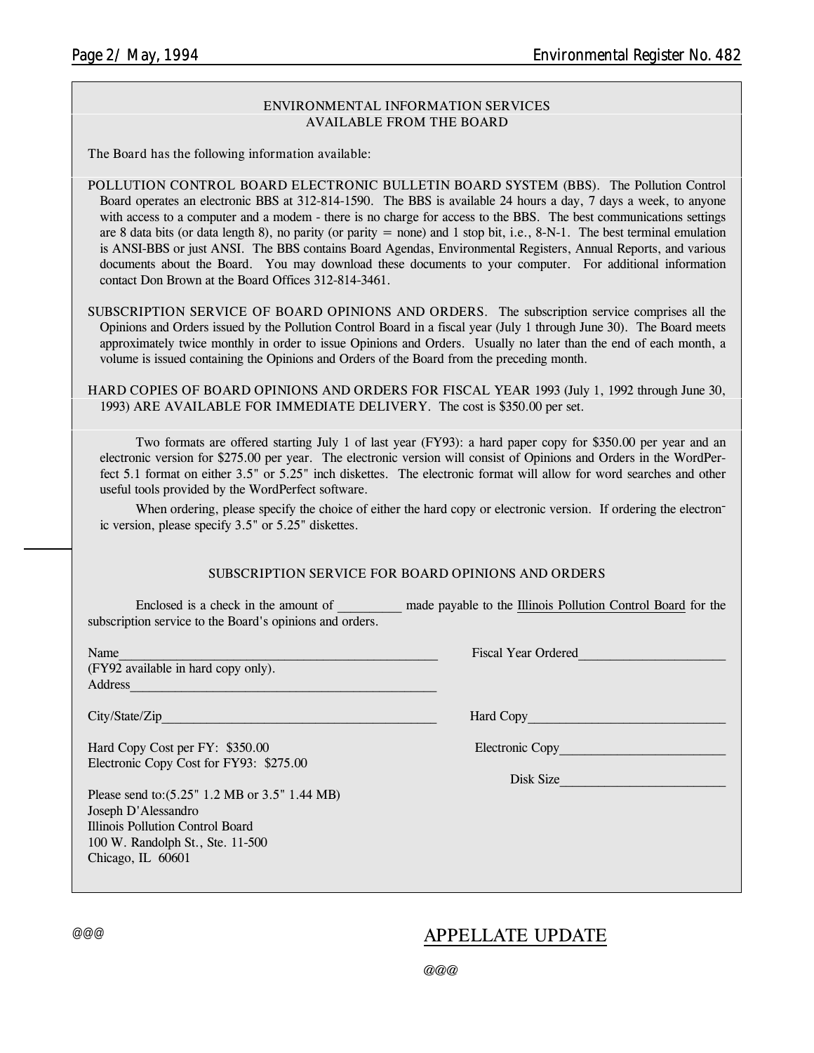## ENVIRONMENTAL INFORMATION SERVICES AVAILABLE FROM THE BOARD

The Board has the following information available:

POLLUTION CONTROL BOARD ELECTRONIC BULLETIN BOARD SYSTEM (BBS). The Pollution Control Board operates an electronic BBS at 312-814-1590. The BBS is available 24 hours a day, 7 days a week, to anyone with access to a computer and a modem - there is no charge for access to the BBS. The best communications settings are 8 data bits (or data length 8), no parity (or parity = none) and 1 stop bit, i.e., 8-N-1. The best terminal emulation is ANSI-BBS or just ANSI. The BBS contains Board Agendas, Environmental Registers, Annual Reports, and various documents about the Board. You may download these documents to your computer. For additional information contact Don Brown at the Board Offices 312-814-3461.

SUBSCRIPTION SERVICE OF BOARD OPINIONS AND ORDERS. The subscription service comprises all the Opinions and Orders issued by the Pollution Control Board in a fiscal year (July 1 through June 30). The Board meets approximately twice monthly in order to issue Opinions and Orders. Usually no later than the end of each month, a volume is issued containing the Opinions and Orders of the Board from the preceding month.

HARD COPIES OF BOARD OPINIONS AND ORDERS FOR FISCAL YEAR 1993 (July 1, 1992 through June 30, 1993) ARE AVAILABLE FOR IMMEDIATE DELIVERY. The cost is $350.00 per set.

Two formats are offered starting July 1 of last year (FY93): a hard paper copy for $350.00 per year and an electronic version for $275.00 per year. The electronic version will consist of Opinions and Orders in the WordPerfect 5.1 format on either 3.5" or 5.25" inch diskettes. The electronic format will allow for word searches and other useful tools provided by the WordPerfect software.

When ordering, please specify the choice of either the hard copy or electronic version. If ordering the electronic version, please specify 3.5" or 5.25" diskettes.

### SUBSCRIPTION SERVICE FOR BOARD OPINIONS AND ORDERS

Enclosed is a check in the amount of _________ made payable to the Illinois Pollution Control Board for the subscription service to the Board's opinions and orders.

Name_______________________________________________ Fiscal Year Ordered_____________________
(FY92 available in hard copy only).
Address_____________________________________________

City/State/Zip________________________________________ Hard Copy_____________________________

Hard Copy Cost per FY: $350.00 Electronic Copy________________________
Electronic Copy Cost for FY93: $275.00

Disk Size________________________

Please send to:(5.25" 1.2 MB or 3.5" 1.44 MB)
Joseph D'Alessandro
Illinois Pollution Control Board
100 W. Randolph St., Ste. 11-500
Chicago, IL 60601

@@@

## APPELLATE UPDATE

@@@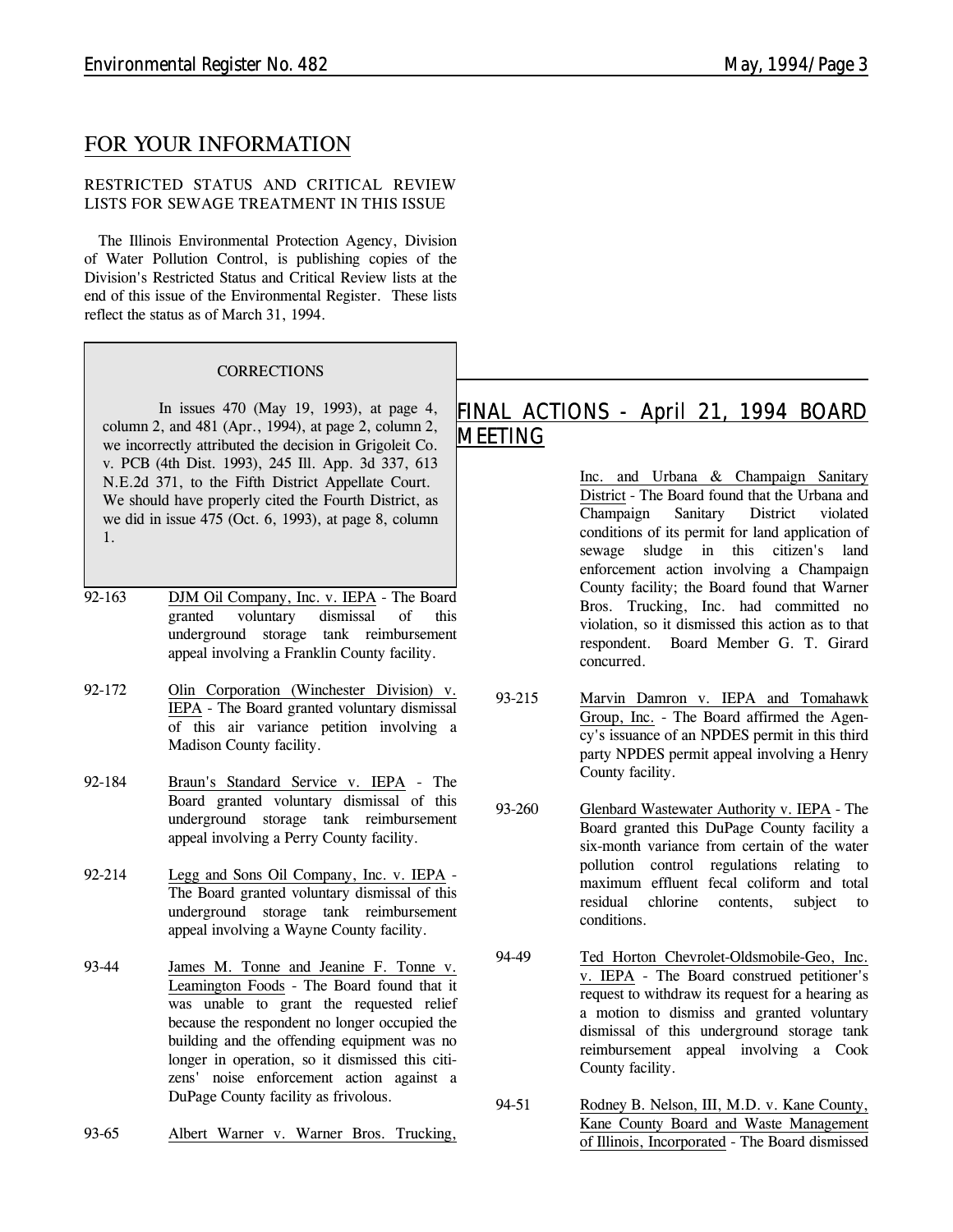## FOR YOUR INFORMATION

### RESTRICTED STATUS AND CRITICAL REVIEW LISTS FOR SEWAGE TREATMENT IN THIS ISSUE

The Illinois Environmental Protection Agency, Division of Water Pollution Control, is publishing copies of the Division's Restricted Status and Critical Review lists at the end of this issue of the Environmental Register. These lists reflect the status as of March 31, 1994.

> **CORRECTIONS**
>
> In issues 470 (May 19, 1993), at page 4, column 2, and 481 (Apr., 1994), at page 2, column 2, we incorrectly attributed the decision in Grigoleit Co. v. PCB (4th Dist. 1993), 245 Ill. App. 3d 337, 613 N.E.2d 371, to the Fifth District Appellate Court. We should have properly cited the Fourth District, as we did in issue 475 (Oct. 6, 1993), at page 8, column 1.

## FINAL ACTIONS - April 21, 1994 BOARD MEETING

92-163 DJM Oil Company, Inc. v. IEPA - The Board granted voluntary dismissal of this underground storage tank reimbursement appeal involving a Franklin County facility.

92-172 Olin Corporation (Winchester Division) v. IEPA - The Board granted voluntary dismissal of this air variance petition involving a Madison County facility.

92-184 Braun's Standard Service v. IEPA - The Board granted voluntary dismissal of this underground storage tank reimbursement appeal involving a Perry County facility.

92-214 Legg and Sons Oil Company, Inc. v. IEPA - The Board granted voluntary dismissal of this underground storage tank reimbursement appeal involving a Wayne County facility.

93-44 James M. Tonne and Jeanine F. Tonne v. Leamington Foods - The Board found that it was unable to grant the requested relief because the respondent no longer occupied the building and the offending equipment was no longer in operation, so it dismissed this citizens' noise enforcement action against a DuPage County facility as frivolous.

93-65 Albert Warner v. Warner Bros. Trucking, Inc. and Urbana & Champaign Sanitary District - The Board found that the Urbana and Champaign Sanitary District violated conditions of its permit for land application of sewage sludge in this citizen's land enforcement action involving a Champaign County facility; the Board found that Warner Bros. Trucking, Inc. had committed no violation, so it dismissed this action as to that respondent. Board Member G. T. Girard concurred.

93-215 Marvin Damron v. IEPA and Tomahawk Group, Inc. - The Board affirmed the Agency's issuance of an NPDES permit in this third party NPDES permit appeal involving a Henry County facility.

93-260 Glenbard Wastewater Authority v. IEPA - The Board granted this DuPage County facility a six-month variance from certain of the water pollution control regulations relating to maximum effluent fecal coliform and total residual chlorine contents, subject to conditions.

94-49 Ted Horton Chevrolet-Oldsmobile-Geo, Inc. v. IEPA - The Board construed petitioner's request to withdraw its request for a hearing as a motion to dismiss and granted voluntary dismissal of this underground storage tank reimbursement appeal involving a Cook County facility.

94-51 Rodney B. Nelson, III, M.D. v. Kane County, Kane County Board and Waste Management of Illinois, Incorporated - The Board dismissed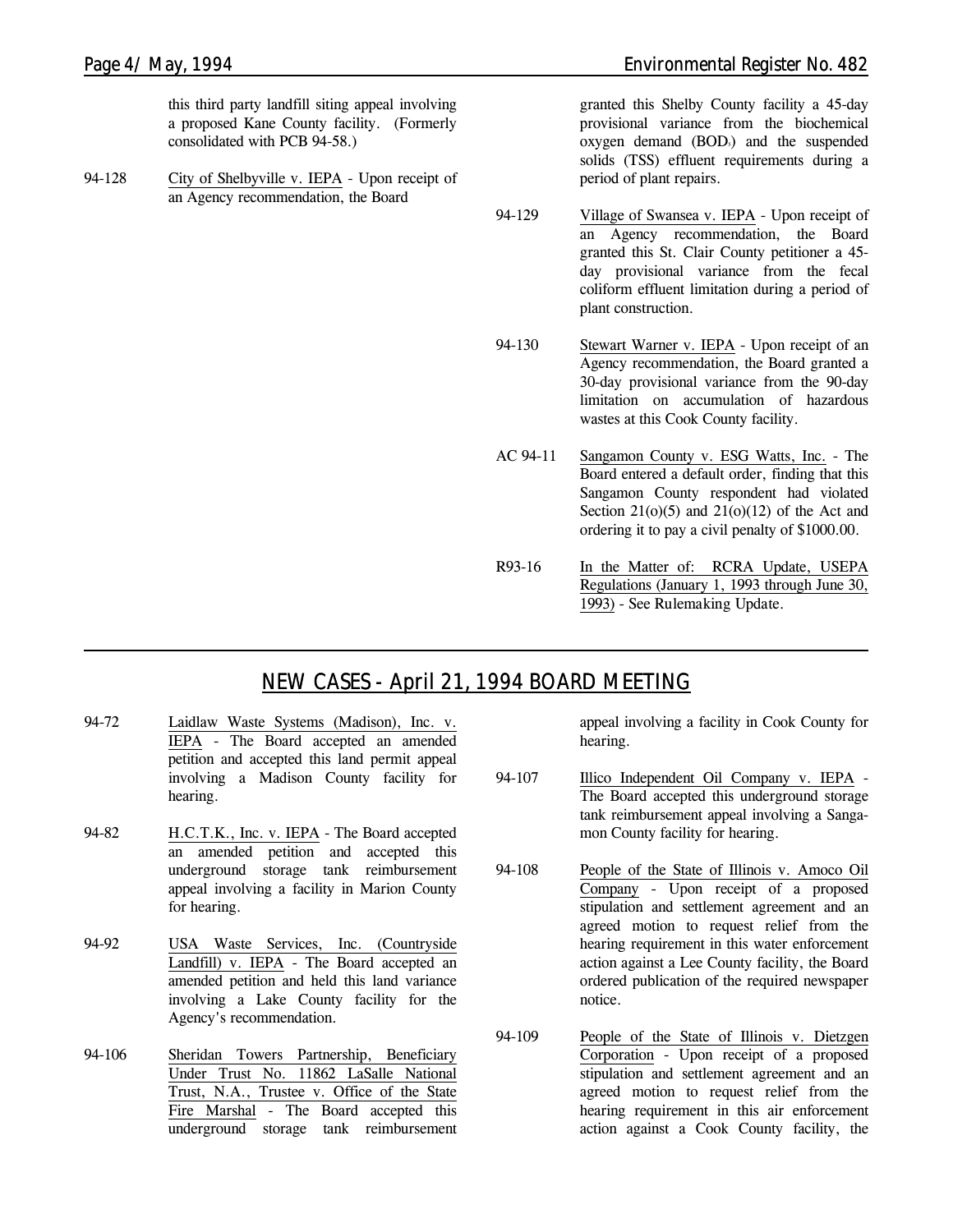this third party landfill siting appeal involving a proposed Kane County facility. (Formerly consolidated with PCB 94-58.)

94-128 City of Shelbyville v. IEPA - Upon receipt of an Agency recommendation, the Board granted this Shelby County facility a 45-day provisional variance from the biochemical oxygen demand ($BOD_5$) and the suspended solids (TSS) effluent requirements during a period of plant repairs.

94-129 Village of Swansea v. IEPA - Upon receipt of an Agency recommendation, the Board granted this St. Clair County petitioner a 45-day provisional variance from the fecal coliform effluent limitation during a period of plant construction.

94-130 Stewart Warner v. IEPA - Upon receipt of an Agency recommendation, the Board granted a 30-day provisional variance from the 90-day limitation on accumulation of hazardous wastes at this Cook County facility.

AC 94-11 Sangamon County v. ESG Watts, Inc. - The Board entered a default order, finding that this Sangamon County respondent had violated Section 21(o)(5) and 21(o)(12) of the Act and ordering it to pay a civil penalty of $1000.00.

R93-16 In the Matter of: RCRA Update, USEPA Regulations (January 1, 1993 through June 30, 1993) - See Rulemaking Update.

## NEW CASES - April 21, 1994 BOARD MEETING

94-72 Laidlaw Waste Systems (Madison), Inc. v. IEPA - The Board accepted an amended petition and accepted this land permit appeal involving a Madison County facility for hearing.

94-82 H.C.T.K., Inc. v. IEPA - The Board accepted an amended petition and accepted this underground storage tank reimbursement appeal involving a facility in Marion County for hearing.

94-92 USA Waste Services, Inc. (Countryside Landfill) v. IEPA - The Board accepted an amended petition and held this land variance involving a Lake County facility for the Agency's recommendation.

94-106 Sheridan Towers Partnership, Beneficiary Under Trust No. 11862 LaSalle National Trust, N.A., Trustee v. Office of the State Fire Marshal - The Board accepted this underground storage tank reimbursement appeal involving a facility in Cook County for hearing.

94-107 Illico Independent Oil Company v. IEPA - The Board accepted this underground storage tank reimbursement appeal involving a Sangamon County facility for hearing.

94-108 People of the State of Illinois v. Amoco Oil Company - Upon receipt of a proposed stipulation and settlement agreement and an agreed motion to request relief from the hearing requirement in this water enforcement action against a Lee County facility, the Board ordered publication of the required newspaper notice.

94-109 People of the State of Illinois v. Dietzgen Corporation - Upon receipt of a proposed stipulation and settlement agreement and an agreed motion to request relief from the hearing requirement in this air enforcement action against a Cook County facility, the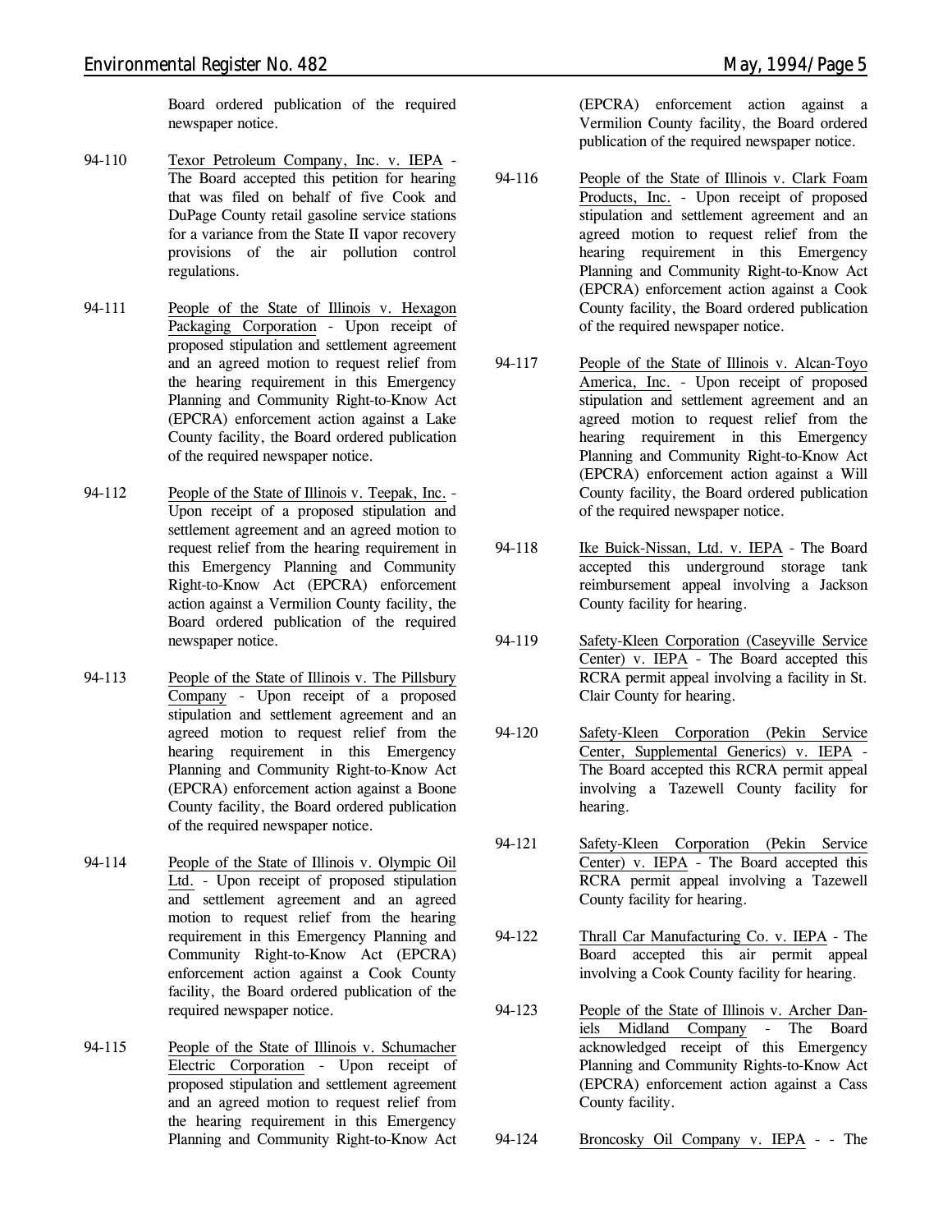Board ordered publication of the required newspaper notice.

94-110 Texor Petroleum Company, Inc. v. IEPA - The Board accepted this petition for hearing that was filed on behalf of five Cook and DuPage County retail gasoline service stations for a variance from the State II vapor recovery provisions of the air pollution control regulations.

94-111 People of the State of Illinois v. Hexagon Packaging Corporation - Upon receipt of proposed stipulation and settlement agreement and an agreed motion to request relief from the hearing requirement in this Emergency Planning and Community Right-to-Know Act (EPCRA) enforcement action against a Lake County facility, the Board ordered publication of the required newspaper notice.

94-112 People of the State of Illinois v. Teepak, Inc. - Upon receipt of a proposed stipulation and settlement agreement and an agreed motion to request relief from the hearing requirement in this Emergency Planning and Community Right-to-Know Act (EPCRA) enforcement action against a Vermilion County facility, the Board ordered publication of the required newspaper notice.

94-113 People of the State of Illinois v. The Pillsbury Company - Upon receipt of a proposed stipulation and settlement agreement and an agreed motion to request relief from the hearing requirement in this Emergency Planning and Community Right-to-Know Act (EPCRA) enforcement action against a Boone County facility, the Board ordered publication of the required newspaper notice.

94-114 People of the State of Illinois v. Olympic Oil Ltd. - Upon receipt of proposed stipulation and settlement agreement and an agreed motion to request relief from the hearing requirement in this Emergency Planning and Community Right-to-Know Act (EPCRA) enforcement action against a Cook County facility, the Board ordered publication of the required newspaper notice.

94-115 People of the State of Illinois v. Schumacher Electric Corporation - Upon receipt of proposed stipulation and settlement agreement and an agreed motion to request relief from the hearing requirement in this Emergency Planning and Community Right-to-Know Act (EPCRA) enforcement action against a Vermilion County facility, the Board ordered publication of the required newspaper notice.

94-116 People of the State of Illinois v. Clark Foam Products, Inc. - Upon receipt of proposed stipulation and settlement agreement and an agreed motion to request relief from the hearing requirement in this Emergency Planning and Community Right-to-Know Act (EPCRA) enforcement action against a Cook County facility, the Board ordered publication of the required newspaper notice.

94-117 People of the State of Illinois v. Alcan-Toyo America, Inc. - Upon receipt of proposed stipulation and settlement agreement and an agreed motion to request relief from the hearing requirement in this Emergency Planning and Community Right-to-Know Act (EPCRA) enforcement action against a Will County facility, the Board ordered publication of the required newspaper notice.

94-118 Ike Buick-Nissan, Ltd. v. IEPA - The Board accepted this underground storage tank reimbursement appeal involving a Jackson County facility for hearing.

94-119 Safety-Kleen Corporation (Caseyville Service Center) v. IEPA - The Board accepted this RCRA permit appeal involving a facility in St. Clair County for hearing.

94-120 Safety-Kleen Corporation (Pekin Service Center, Supplemental Generics) v. IEPA - The Board accepted this RCRA permit appeal involving a Tazewell County facility for hearing.

94-121 Safety-Kleen Corporation (Pekin Service Center) v. IEPA - The Board accepted this RCRA permit appeal involving a Tazewell County facility for hearing.

94-122 Thrall Car Manufacturing Co. v. IEPA - The Board accepted this air permit appeal involving a Cook County facility for hearing.

94-123 People of the State of Illinois v. Archer Daniels Midland Company - The Board acknowledged receipt of this Emergency Planning and Community Rights-to-Know Act (EPCRA) enforcement action against a Cass County facility.

94-124 Broncosky Oil Company v. IEPA - - The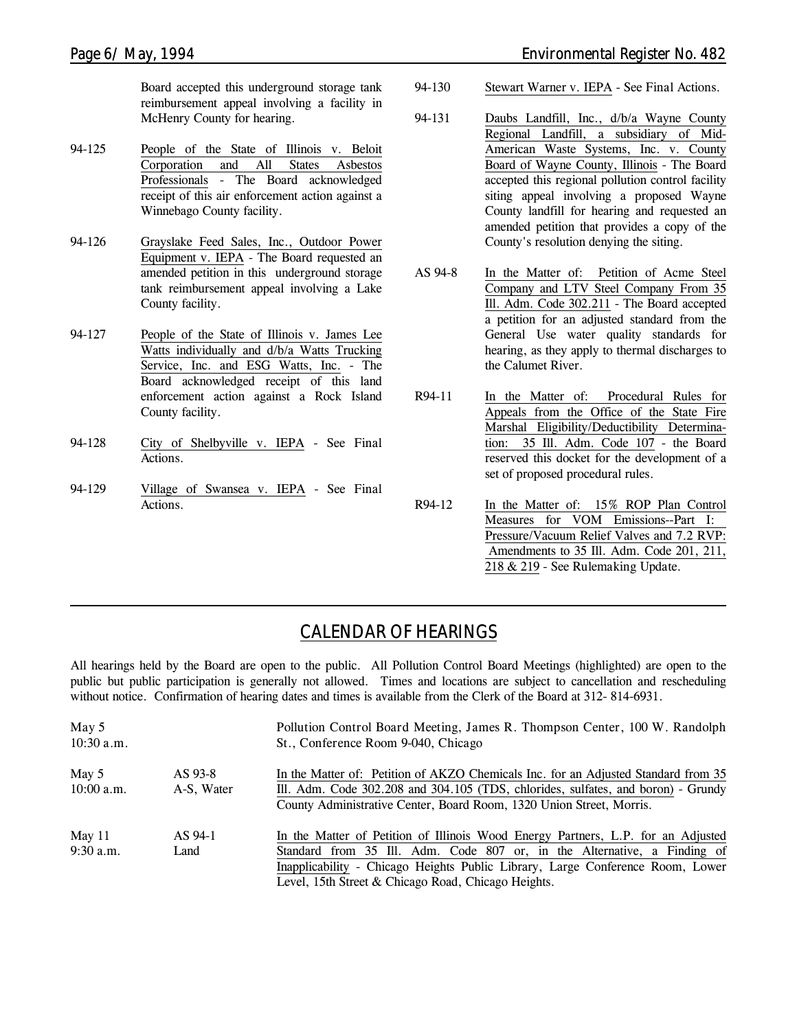Board accepted this underground storage tank reimbursement appeal involving a facility in McHenry County for hearing.

94-125 People of the State of Illinois v. Beloit Corporation and All States Asbestos Professionals - The Board acknowledged receipt of this air enforcement action against a Winnebago County facility.

94-126 Grayslake Feed Sales, Inc., Outdoor Power Equipment v. IEPA - The Board requested an amended petition in this underground storage tank reimbursement appeal involving a Lake County facility.

94-127 People of the State of Illinois v. James Lee Watts individually and d/b/a Watts Trucking Service, Inc. and ESG Watts, Inc. - The Board acknowledged receipt of this land enforcement action against a Rock Island County facility.

94-128 City of Shelbyville v. IEPA - See Final Actions.

94-129 Village of Swansea v. IEPA - See Final Actions.

94-130 Stewart Warner v. IEPA - See Final Actions.

94-131 Daubs Landfill, Inc., d/b/a Wayne County Regional Landfill, a subsidiary of Mid-American Waste Systems, Inc. v. County Board of Wayne County, Illinois - The Board accepted this regional pollution control facility siting appeal involving a proposed Wayne County landfill for hearing and requested an amended petition that provides a copy of the County's resolution denying the siting.

AS 94-8 In the Matter of: Petition of Acme Steel Company and LTV Steel Company From 35 Ill. Adm. Code 302.211 - The Board accepted a petition for an adjusted standard from the General Use water quality standards for hearing, as they apply to thermal discharges to the Calumet River.

R94-11 In the Matter of: Procedural Rules for Appeals from the Office of the State Fire Marshal Eligibility/Deductibility Determination: 35 Ill. Adm. Code 107 - the Board reserved this docket for the development of a set of proposed procedural rules.

R94-12 In the Matter of: 15% ROP Plan Control Measures for VOM Emissions--Part I: Pressure/Vacuum Relief Valves and 7.2 RVP: Amendments to 35 Ill. Adm. Code 201, 211, 218 & 219 - See Rulemaking Update.

## CALENDAR OF HEARINGS

All hearings held by the Board are open to the public. All Pollution Control Board Meetings (highlighted) are open to the public but public participation is generally not allowed. Times and locations are subject to cancellation and rescheduling without notice. Confirmation of hearing dates and times is available from the Clerk of the Board at 312- 814-6931.

| | | |
|---|---|---|
| May 5<br>10:30 a.m. | | Pollution Control Board Meeting, James R. Thompson Center, 100 W. Randolph St., Conference Room 9-040, Chicago |
| May 5<br>10:00 a.m. | AS 93-8<br>A-S, Water | In the Matter of: Petition of AKZO Chemicals Inc. for an Adjusted Standard from 35 Ill. Adm. Code 302.208 and 304.105 (TDS, chlorides, sulfates, and boron) - Grundy County Administrative Center, Board Room, 1320 Union Street, Morris. |
| May 11<br>9:30 a.m. | AS 94-1<br>Land | In the Matter of Petition of Illinois Wood Energy Partners, L.P. for an Adjusted Standard from 35 Ill. Adm. Code 807 or, in the Alternative, a Finding of Inapplicability - Chicago Heights Public Library, Large Conference Room, Lower Level, 15th Street & Chicago Road, Chicago Heights. |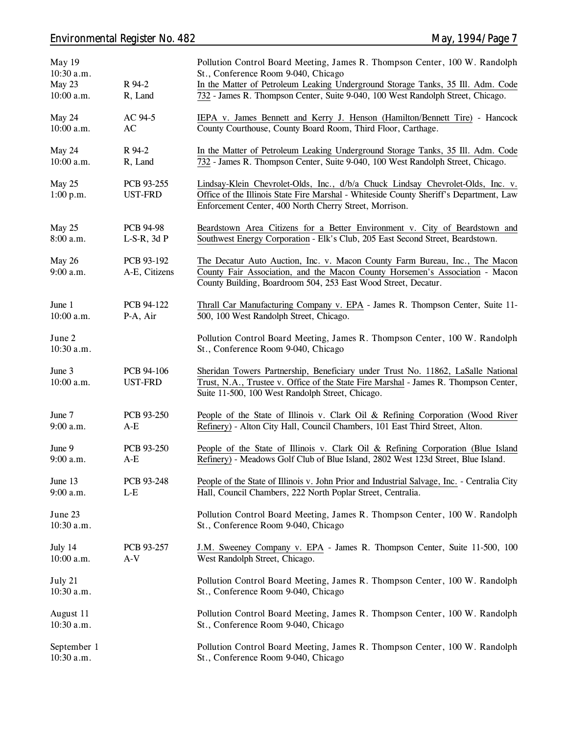| | | |
|---|---|---|
| May 19<br>10:30 a.m. | | Pollution Control Board Meeting, James R. Thompson Center, 100 W. Randolph St., Conference Room 9-040, Chicago |
| May 23<br>10:00 a.m. | R 94-2<br>R, Land | In the Matter of Petroleum Leaking Underground Storage Tanks, 35 Ill. Adm. Code 732 - James R. Thompson Center, Suite 9-040, 100 West Randolph Street, Chicago. |
| May 24<br>10:00 a.m. | AC 94-5<br>AC | IEPA v. James Bennett and Kerry J. Henson (Hamilton/Bennett Tire) - Hancock County Courthouse, County Board Room, Third Floor, Carthage. |
| May 24<br>10:00 a.m. | R 94-2<br>R, Land | In the Matter of Petroleum Leaking Underground Storage Tanks, 35 Ill. Adm. Code 732 - James R. Thompson Center, Suite 9-040, 100 West Randolph Street, Chicago. |
| May 25<br>1:00 p.m. | PCB 93-255<br>UST-FRD | Lindsay-Klein Chevrolet-Olds, Inc., d/b/a Chuck Lindsay Chevrolet-Olds, Inc. v. Office of the Illinois State Fire Marshal - Whiteside County Sheriff's Department, Law Enforcement Center, 400 North Cherry Street, Morrison. |
| May 25<br>8:00 a.m. | PCB 94-98<br>L-S-R, 3d P | Beardstown Area Citizens for a Better Environment v. City of Beardstown and Southwest Energy Corporation - Elk's Club, 205 East Second Street, Beardstown. |
| May 26<br>9:00 a.m. | PCB 93-192<br>A-E, Citizens | The Decatur Auto Auction, Inc. v. Macon County Farm Bureau, Inc., The Macon County Fair Association, and the Macon County Horsemen's Association - Macon County Building, Boardroom 504, 253 East Wood Street, Decatur. |
| June 1<br>10:00 a.m. | PCB 94-122<br>P-A, Air | Thrall Car Manufacturing Company v. EPA - James R. Thompson Center, Suite 11-500, 100 West Randolph Street, Chicago. |
| June 2<br>10:30 a.m. | | Pollution Control Board Meeting, James R. Thompson Center, 100 W. Randolph St., Conference Room 9-040, Chicago |
| June 3<br>10:00 a.m. | PCB 94-106<br>UST-FRD | Sheridan Towers Partnership, Beneficiary under Trust No. 11862, LaSalle National Trust, N.A., Trustee v. Office of the State Fire Marshal - James R. Thompson Center, Suite 11-500, 100 West Randolph Street, Chicago. |
| June 7<br>9:00 a.m. | PCB 93-250<br>A-E | People of the State of Illinois v. Clark Oil & Refining Corporation (Wood River Refinery) - Alton City Hall, Council Chambers, 101 East Third Street, Alton. |
| June 9<br>9:00 a.m. | PCB 93-250<br>A-E | People of the State of Illinois v. Clark Oil & Refining Corporation (Blue Island Refinery) - Meadows Golf Club of Blue Island, 2802 West 123d Street, Blue Island. |
| June 13<br>9:00 a.m. | PCB 93-248<br>L-E | People of the State of Illinois v. John Prior and Industrial Salvage, Inc. - Centralia City Hall, Council Chambers, 222 North Poplar Street, Centralia. |
| June 23<br>10:30 a.m. | | Pollution Control Board Meeting, James R. Thompson Center, 100 W. Randolph St., Conference Room 9-040, Chicago |
| July 14<br>10:00 a.m. | PCB 93-257<br>A-V | J.M. Sweeney Company v. EPA - James R. Thompson Center, Suite 11-500, 100 West Randolph Street, Chicago. |
| July 21<br>10:30 a.m. | | Pollution Control Board Meeting, James R. Thompson Center, 100 W. Randolph St., Conference Room 9-040, Chicago |
| August 11<br>10:30 a.m. | | Pollution Control Board Meeting, James R. Thompson Center, 100 W. Randolph St., Conference Room 9-040, Chicago |
| September 1<br>10:30 a.m. | | Pollution Control Board Meeting, James R. Thompson Center, 100 W. Randolph St., Conference Room 9-040, Chicago |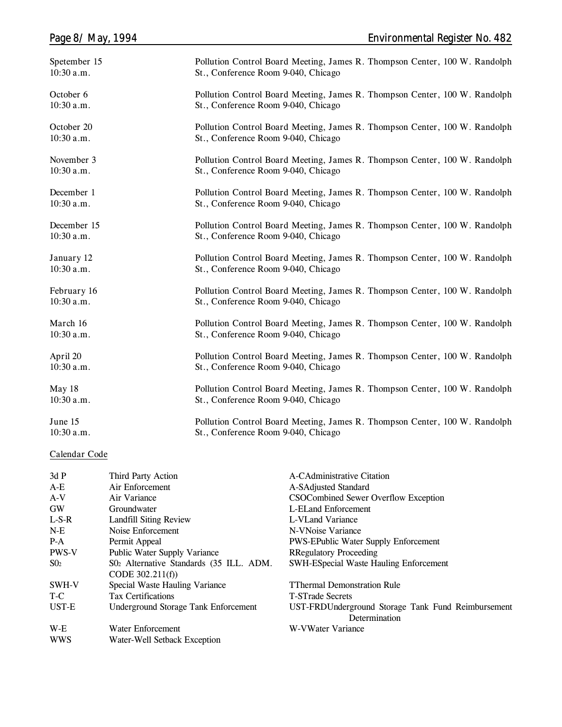| | |
|---|---|
| Spetember 15<br>10:30 a.m. | Pollution Control Board Meeting, James R. Thompson Center, 100 W. Randolph St., Conference Room 9-040, Chicago |
| October 6<br>10:30 a.m. | Pollution Control Board Meeting, James R. Thompson Center, 100 W. Randolph St., Conference Room 9-040, Chicago |
| October 20<br>10:30 a.m. | Pollution Control Board Meeting, James R. Thompson Center, 100 W. Randolph St., Conference Room 9-040, Chicago |
| November 3<br>10:30 a.m. | Pollution Control Board Meeting, James R. Thompson Center, 100 W. Randolph St., Conference Room 9-040, Chicago |
| December 1<br>10:30 a.m. | Pollution Control Board Meeting, James R. Thompson Center, 100 W. Randolph St., Conference Room 9-040, Chicago |
| December 15<br>10:30 a.m. | Pollution Control Board Meeting, James R. Thompson Center, 100 W. Randolph St., Conference Room 9-040, Chicago |
| January 12<br>10:30 a.m. | Pollution Control Board Meeting, James R. Thompson Center, 100 W. Randolph St., Conference Room 9-040, Chicago |
| February 16<br>10:30 a.m. | Pollution Control Board Meeting, James R. Thompson Center, 100 W. Randolph St., Conference Room 9-040, Chicago |
| March 16<br>10:30 a.m. | Pollution Control Board Meeting, James R. Thompson Center, 100 W. Randolph St., Conference Room 9-040, Chicago |
| April 20<br>10:30 a.m. | Pollution Control Board Meeting, James R. Thompson Center, 100 W. Randolph St., Conference Room 9-040, Chicago |
| May 18<br>10:30 a.m. | Pollution Control Board Meeting, James R. Thompson Center, 100 W. Randolph St., Conference Room 9-040, Chicago |
| June 15<br>10:30 a.m. | Pollution Control Board Meeting, James R. Thompson Center, 100 W. Randolph St., Conference Room 9-040, Chicago |

Calendar Code

| | | | |
|---|---|---|---|
| 3d P | Third Party Action | A-C | Administrative Citation |
| A-E | Air Enforcement | A-S | Adjusted Standard |
| A-V | Air Variance | CSO | Combined Sewer Overflow Exception |
| GW | Groundwater | L-E | Land Enforcement |
| L-S-R | Landfill Siting Review | L-V | Land Variance |
| N-E | Noise Enforcement | N-V | Noise Variance |
| P-A | Permit Appeal | PWS-E | Public Water Supply Enforcement |
| PWS-V | Public Water Supply Variance | R | Regulatory Proceeding |
| $SO_2$ | $SO_2$ Alternative Standards (35 ILL. ADM. CODE 302.211(f)) | SWH-E | Special Waste Hauling Enforcement |
| SWH-V | Special Waste Hauling Variance | T | Thermal Demonstration Rule |
| T-C | Tax Certifications | T-S | Trade Secrets |
| UST-E | Underground Storage Tank Enforcement | UST-FRD | Underground Storage Tank Fund Reimbursement Determination |
| W-E | Water Enforcement | W-V | Water Variance |
| WWS | Water-Well Setback Exception | | |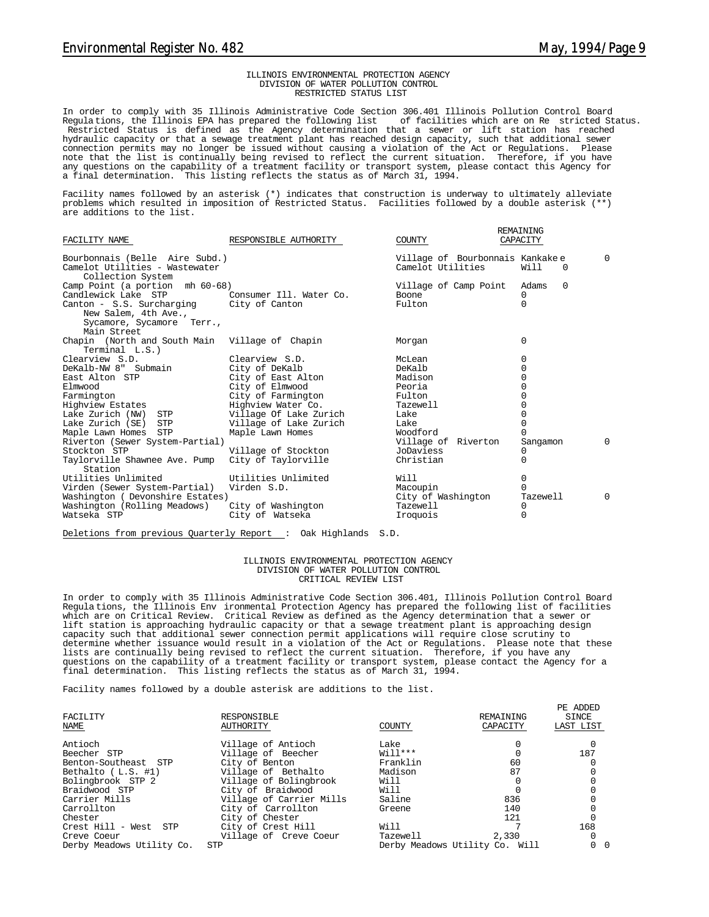## ILLINOIS ENVIRONMENTAL PROTECTION AGENCY
## DIVISION OF WATER POLLUTION CONTROL
## RESTRICTED STATUS LIST

In order to comply with 35 Illinois Administrative Code Section 306.401 Illinois Pollution Control Board Regulations, the Illinois EPA has prepared the following list of facilities which are on Restricted Status. Restricted Status is defined as the Agency determination that a sewer or lift station has reached hydraulic capacity or that a sewage treatment plant has reached design capacity, such that additional sewer connection permits may no longer be issued without causing a violation of the Act or Regulations. Please note that the list is continually being revised to reflect the current situation. Therefore, if you have any questions on the capability of a treatment facility or transport system, please contact this Agency for a final determination. This listing reflects the status as of March 31, 1994.

Facility names followed by an asterisk (*) indicates that construction is underway to ultimately alleviate problems which resulted in imposition of Restricted Status. Facilities followed by a double asterisk (**) are additions to the list.

| FACILITY NAME | RESPONSIBLE AUTHORITY | COUNTY | REMAINING CAPACITY |
|---|---|---|---|
| Bourbonnais (Belle Aire Subd.) | Village of Bourbonnais | Kankakee | 0 |
| Camelot Utilities - Wastewater Collection System | Camelot Utilities | Will | 0 |
| Camp Point (a portion mh 60-68) | Village of Camp Point | Adams | 0 |
| Candlewick Lake STP | Consumer Ill. Water Co. | Boone | 0 |
| Canton - S.S. Surcharging New Salem, 4th Ave., Sycamore, Sycamore Terr., Main Street | City of Canton | Fulton | 0 |
| Chapin (North and South Main Terminal L.S.) | Village of Chapin | Morgan | 0 |
| Clearview S.D. | Clearview S.D. | McLean | 0 |
| DeKalb-NW 8" Submain | City of DeKalb | DeKalb | 0 |
| East Alton STP | City of East Alton | Madison | 0 |
| Elmwood | City of Elmwood | Peoria | 0 |
| Farmington | City of Farmington | Fulton | 0 |
| Highview Estates | Highview Water Co. | Tazewell | 0 |
| Lake Zurich (NW) STP | Village Of Lake Zurich | Lake | 0 |
| Lake Zurich (SE) STP | Village of Lake Zurich | Lake | 0 |
| Maple Lawn Homes STP | Maple Lawn Homes | Woodford | 0 |
| Riverton (Sewer System-Partial) | Village of Riverton | Sangamon | 0 |
| Stockton STP | Village of Stockton | JoDaviess | 0 |
| Taylorville Shawnee Ave. Pump Station | City of Taylorville | Christian | 0 |
| Utilities Unlimited | Utilities Unlimited | Will | 0 |
| Virden (Sewer System-Partial) | Virden S.D. | Macoupin | 0 |
| Washington ( Devonshire Estates) | City of Washington | Tazewell | 0 |
| Washington (Rolling Meadows) | City of Washington | Tazewell | 0 |
| Watseka STP | City of Watseka | Iroquois | 0 |

Deletions from previous Quarterly Report : Oak Highlands S.D.

## ILLINOIS ENVIRONMENTAL PROTECTION AGENCY
## DIVISION OF WATER POLLUTION CONTROL
## CRITICAL REVIEW LIST

In order to comply with 35 Illinois Administrative Code Section 306.401, Illinois Pollution Control Board Regulations, the Illinois Environmental Protection Agency has prepared the following list of facilities which are on Critical Review. Critical Review as defined as the Agency determination that a sewer or lift station is approaching hydraulic capacity or that a sewage treatment plant is approaching design capacity such that additional sewer connection permit applications will require close scrutiny to determine whether issuance would result in a violation of the Act or Regulations. Please note that these lists are continually being revised to reflect the current situation. Therefore, if you have any questions on the capability of a treatment facility or transport system, please contact the Agency for a final determination. This listing reflects the status as of March 31, 1994.

Facility names followed by a double asterisk are additions to the list.

| FACILITY NAME | RESPONSIBLE AUTHORITY | COUNTY | REMAINING CAPACITY | PE ADDED SINCE LAST LIST |
|---|---|---|---|---|
| Antioch | Village of Antioch | Lake | 0 | 0 |
| Beecher STP | Village of Beecher | Will*** | 0 | 187 |
| Benton-Southeast STP | City of Benton | Franklin | 60 | 0 |
| Bethalto ( L.S. #1) | Village of Bethalto | Madison | 87 | 0 |
| Bolingbrook STP 2 | Village of Bolingbrook | Will | 0 | 0 |
| Braidwood STP | City of Braidwood | Will | 0 | 0 |
| Carrier Mills | Village of Carrier Mills | Saline | 836 | 0 |
| Carrollton | City of Carrollton | Greene | 140 | 0 |
| Chester | City of Chester | | 121 | 0 |
| Crest Hill - West STP | City of Crest Hill | Will | 7 | 168 |
| Creve Coeur | Village of Creve Coeur | Tazewell | 2,330 | 0 |
| Derby Meadows Utility Co. STP | Derby Meadows Utility Co. | Will | 0 | 0 |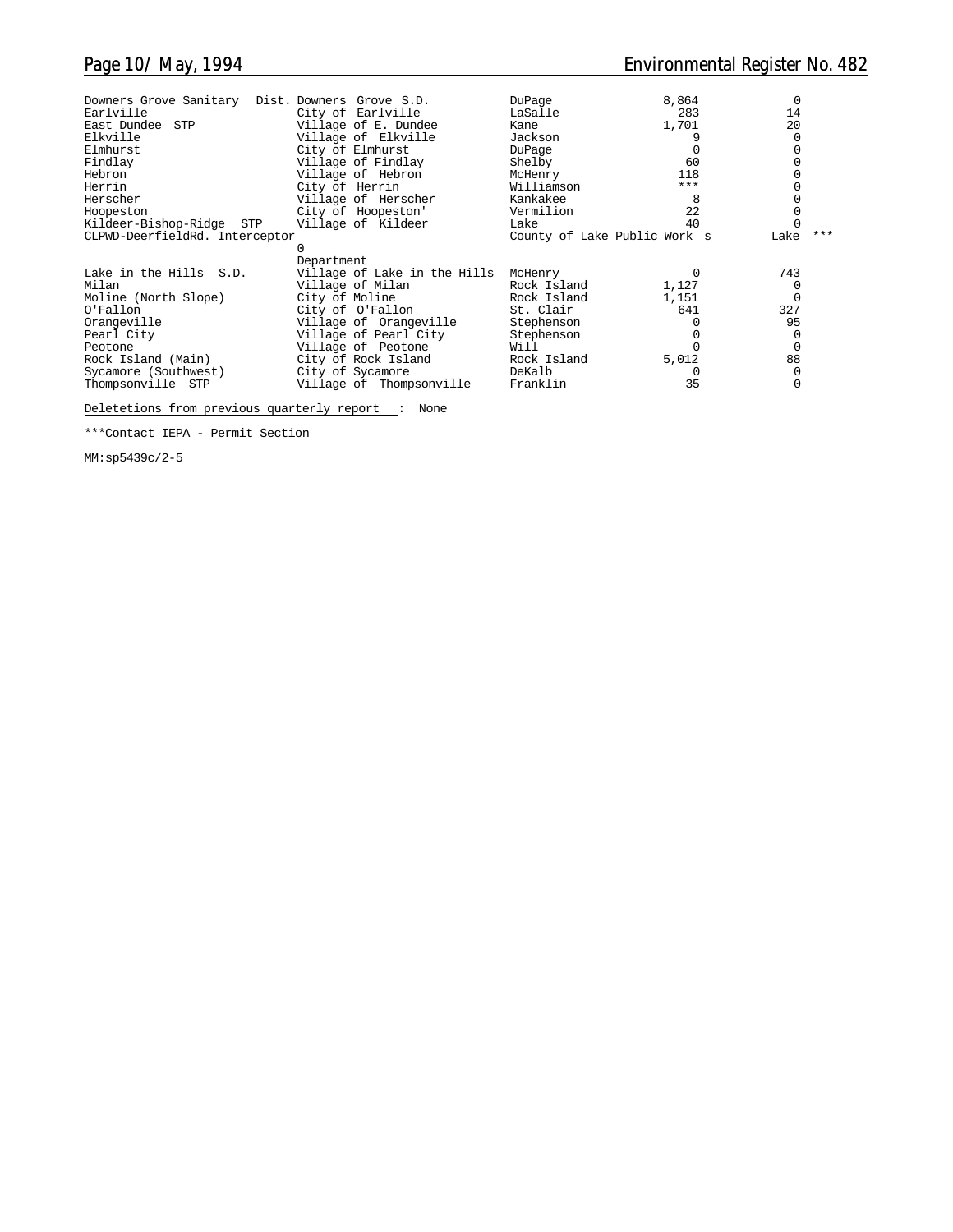| | | | | |
|---|---|---|---|---|
| Downers Grove Sanitary Dist. | Downers Grove S.D. | DuPage | 8,864 | 0 |
| Earlville | City of Earlville | LaSalle | 283 | 14 |
| East Dundee STP | Village of E. Dundee | Kane | 1,701 | 20 |
| Elkville | Village of Elkville | Jackson | 9 | 0 |
| Elmhurst | City of Elmhurst | DuPage | 0 | 0 |
| Findlay | Village of Findlay | Shelby | 60 | 0 |
| Hebron | Village of Hebron | McHenry | 118 | 0 |
| Herrin | City of Herrin | Williamson | *** | 0 |
| Herscher | Village of Herscher | Kankakee | 8 | 0 |
| Hoopeston | City of Hoopeston' | Vermilion | 22 | 0 |
| Kildeer-Bishop-Ridge STP | Village of Kildeer | Lake | 40 | 0 |
| CLPWD-DeerfieldRd. Interceptor | County of Lake Public Works Department | Lake | *** | 0 |
| Lake in the Hills S.D. | Village of Lake in the Hills | McHenry | 0 | 743 |
| Milan | Village of Milan | Rock Island | 1,127 | 0 |
| Moline (North Slope) | City of Moline | Rock Island | 1,151 | 0 |
| O'Fallon | City of O'Fallon | St. Clair | 641 | 327 |
| Orangeville | Village of Orangeville | Stephenson | 0 | 95 |
| Pearl City | Village of Pearl City | Stephenson | 0 | 0 |
| Peotone | Village of Peotone | Will | 0 | 0 |
| Rock Island (Main) | City of Rock Island | Rock Island | 5,012 | 88 |
| Sycamore (Southwest) | City of Sycamore | DeKalb | 0 | 0 |
| Thompsonville STP | Village of Thompsonville | Franklin | 35 | 0 |

Deletetions from previous quarterly report : None

***Contact IEPA - Permit Section

MM:sp5439c/2-5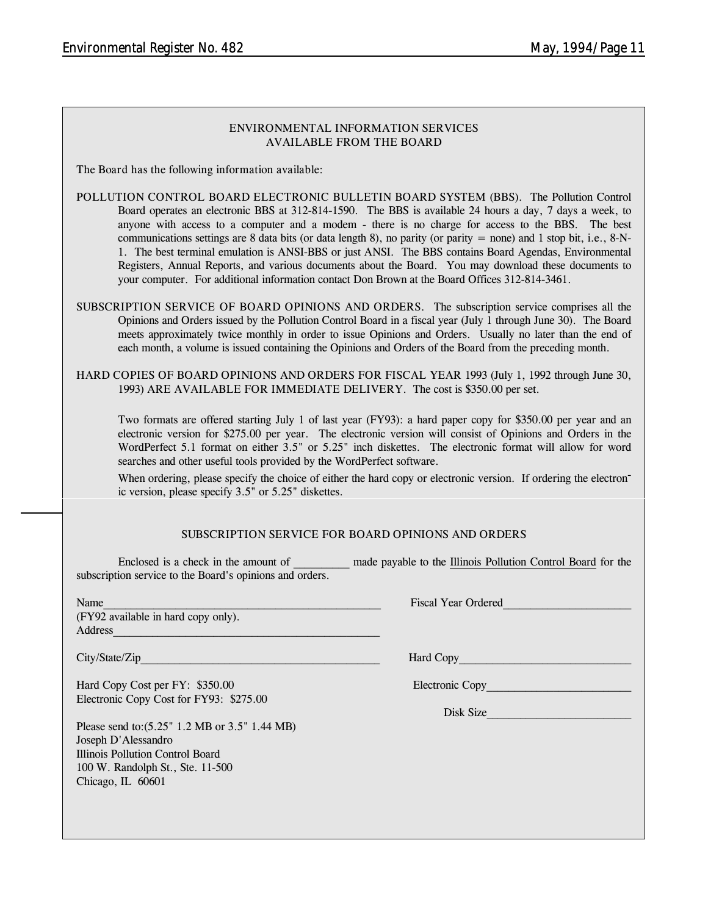## ENVIRONMENTAL INFORMATION SERVICES AVAILABLE FROM THE BOARD

The Board has the following information available:

POLLUTION CONTROL BOARD ELECTRONIC BULLETIN BOARD SYSTEM (BBS). The Pollution Control Board operates an electronic BBS at 312-814-1590. The BBS is available 24 hours a day, 7 days a week, to anyone with access to a computer and a modem - there is no charge for access to the BBS. The best communications settings are 8 data bits (or data length 8), no parity (or parity = none) and 1 stop bit, i.e., 8-N-1. The best terminal emulation is ANSI-BBS or just ANSI. The BBS contains Board Agendas, Environmental Registers, Annual Reports, and various documents about the Board. You may download these documents to your computer. For additional information contact Don Brown at the Board Offices 312-814-3461.

SUBSCRIPTION SERVICE OF BOARD OPINIONS AND ORDERS. The subscription service comprises all the Opinions and Orders issued by the Pollution Control Board in a fiscal year (July 1 through June 30). The Board meets approximately twice monthly in order to issue Opinions and Orders. Usually no later than the end of each month, a volume is issued containing the Opinions and Orders of the Board from the preceding month.

HARD COPIES OF BOARD OPINIONS AND ORDERS FOR FISCAL YEAR 1993 (July 1, 1992 through June 30, 1993) ARE AVAILABLE FOR IMMEDIATE DELIVERY. The cost is $350.00 per set.

Two formats are offered starting July 1 of last year (FY93): a hard paper copy for $350.00 per year and an electronic version for $275.00 per year. The electronic version will consist of Opinions and Orders in the WordPerfect 5.1 format on either 3.5" or 5.25" inch diskettes. The electronic format will allow for word searches and other useful tools provided by the WordPerfect software.

When ordering, please specify the choice of either the hard copy or electronic version. If ordering the electronic version, please specify 3.5" or 5.25" diskettes.

---

## SUBSCRIPTION SERVICE FOR BOARD OPINIONS AND ORDERS

Enclosed is a check in the amount of _________ made payable to the Illinois Pollution Control Board for the subscription service to the Board's opinions and orders.

Name_______________________________________________ Fiscal Year Ordered_____________________
(FY92 available in hard copy only).
Address_____________________________________________

City/State/Zip_________________________________________ Hard Copy_____________________________

Hard Copy Cost per FY: $350.00 Electronic Copy________________________
Electronic Copy Cost for FY93: $275.00
Disk Size________________________

Please send to:(5.25" 1.2 MB or 3.5" 1.44 MB)
Joseph D'Alessandro
Illinois Pollution Control Board
100 W. Randolph St., Ste. 11-500
Chicago, IL 60601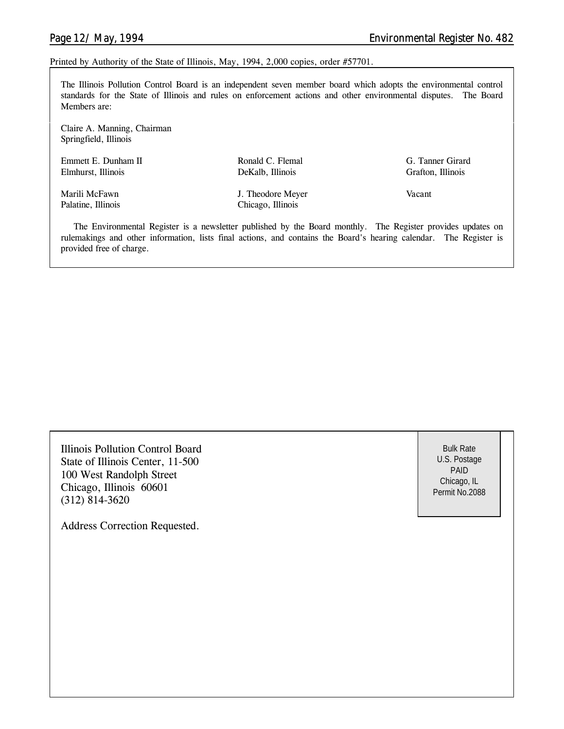Printed by Authority of the State of Illinois, May, 1994, 2,000 copies, order #57701.

The Illinois Pollution Control Board is an independent seven member board which adopts the environmental control standards for the State of Illinois and rules on enforcement actions and other environmental disputes. The Board Members are:

Claire A. Manning, Chairman
Springfield, Illinois

| | | |
|---|---|---|
| Emmett E. Dunham II<br>Elmhurst, Illinois | Ronald C. Flemal<br>DeKalb, Illinois | G. Tanner Girard<br>Grafton, Illinois |
| Marili McFawn<br>Palatine, Illinois | J. Theodore Meyer<br>Chicago, Illinois | Vacant |

The Environmental Register is a newsletter published by the Board monthly. The Register provides updates on rulemakings and other information, lists final actions, and contains the Board's hearing calendar. The Register is provided free of charge.

Illinois Pollution Control Board
State of Illinois Center, 11-500
100 West Randolph Street
Chicago, Illinois 60601
(312) 814-3620

Address Correction Requested.

Bulk Rate
U.S. Postage
PAID
Chicago, IL
Permit No.2088